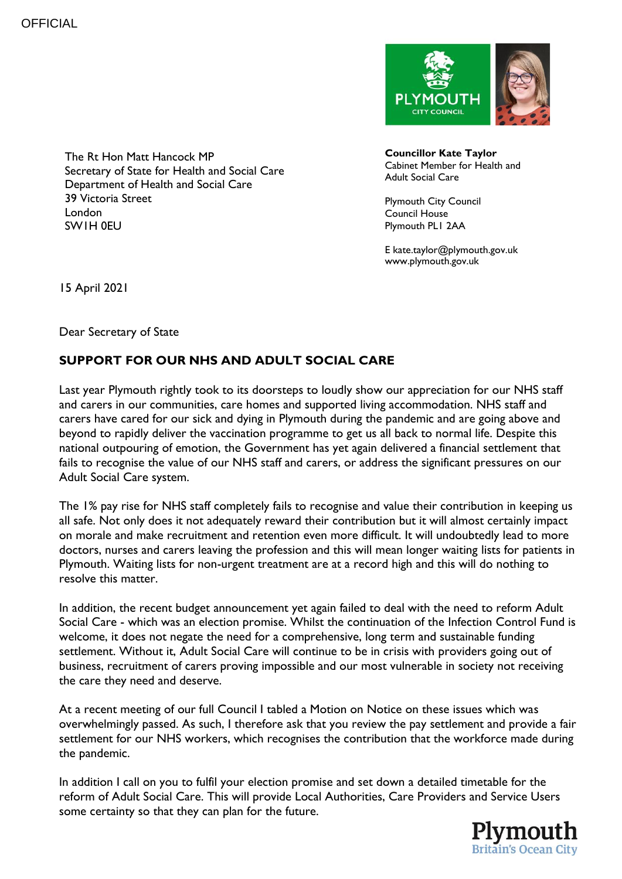OFFICIAL

The Rt Hon Matt Hancock MP
Secretary of State for Health and Social Care
Department of Health and Social Care
39 Victoria Street
London
SW1H 0EU

**Councillor Kate Taylor**
Cabinet Member for Health and Adult Social Care

Plymouth City Council
Council House
Plymouth PL1 2AA

E kate.taylor@plymouth.gov.uk
www.plymouth.gov.uk

15 April 2021

Dear Secretary of State

**SUPPORT FOR OUR NHS AND ADULT SOCIAL CARE**

Last year Plymouth rightly took to its doorsteps to loudly show our appreciation for our NHS staff and carers in our communities, care homes and supported living accommodation. NHS staff and carers have cared for our sick and dying in Plymouth during the pandemic and are going above and beyond to rapidly deliver the vaccination programme to get us all back to normal life. Despite this national outpouring of emotion, the Government has yet again delivered a financial settlement that fails to recognise the value of our NHS staff and carers, or address the significant pressures on our Adult Social Care system.

The 1% pay rise for NHS staff completely fails to recognise and value their contribution in keeping us all safe. Not only does it not adequately reward their contribution but it will almost certainly impact on morale and make recruitment and retention even more difficult. It will undoubtedly lead to more doctors, nurses and carers leaving the profession and this will mean longer waiting lists for patients in Plymouth. Waiting lists for non-urgent treatment are at a record high and this will do nothing to resolve this matter.

In addition, the recent budget announcement yet again failed to deal with the need to reform Adult Social Care - which was an election promise. Whilst the continuation of the Infection Control Fund is welcome, it does not negate the need for a comprehensive, long term and sustainable funding settlement. Without it, Adult Social Care will continue to be in crisis with providers going out of business, recruitment of carers proving impossible and our most vulnerable in society not receiving the care they need and deserve.

At a recent meeting of our full Council I tabled a Motion on Notice on these issues which was overwhelmingly passed. As such, I therefore ask that you review the pay settlement and provide a fair settlement for our NHS workers, which recognises the contribution that the workforce made during the pandemic.

In addition I call on you to fulfil your election promise and set down a detailed timetable for the reform of Adult Social Care. This will provide Local Authorities, Care Providers and Service Users some certainty so that they can plan for the future.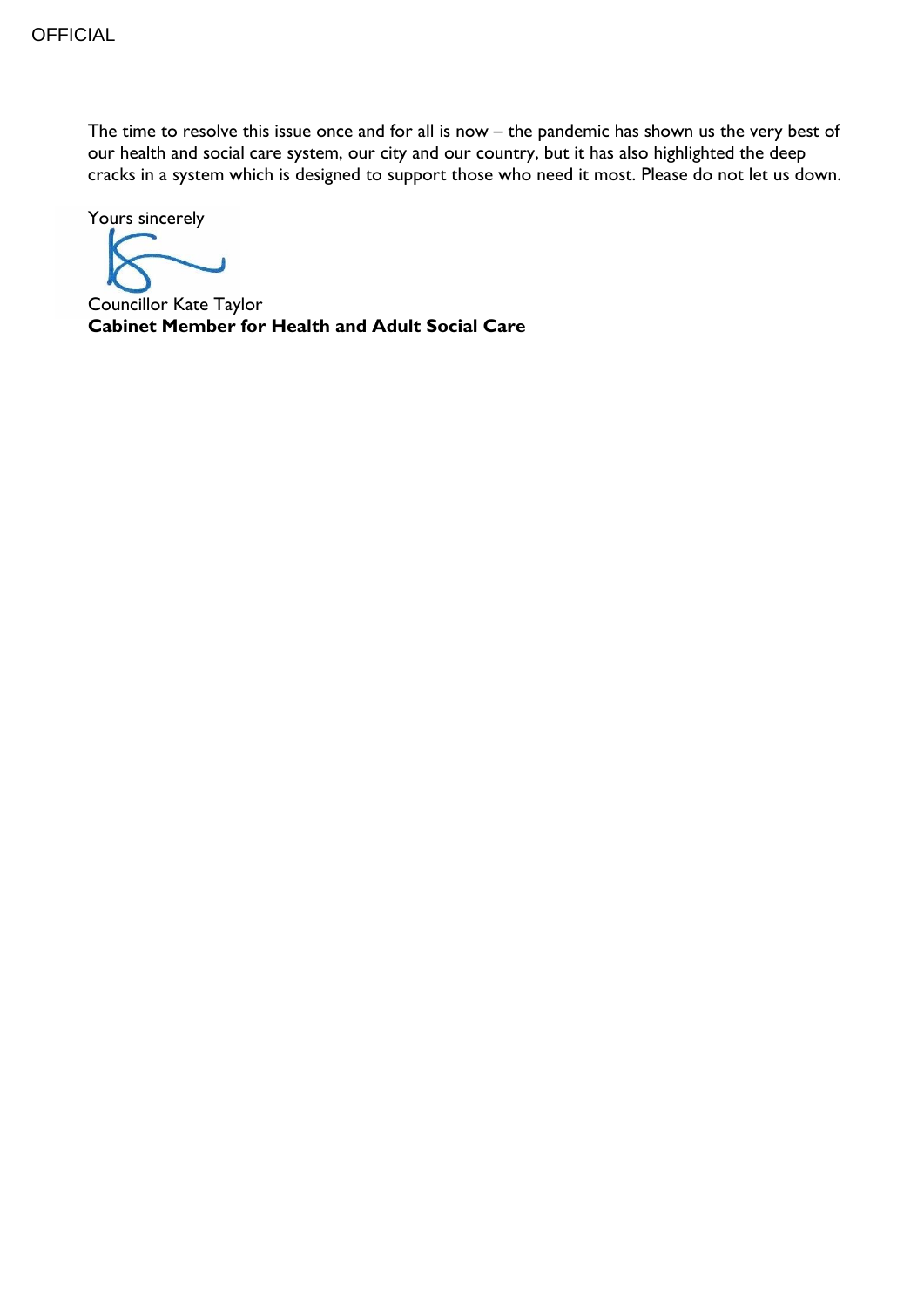The time to resolve this issue once and for all is now – the pandemic has shown us the very best of our health and social care system, our city and our country, but it has also highlighted the deep cracks in a system which is designed to support those who need it most. Please do not let us down.

Yours sincerely

Councillor Kate Taylor
**Cabinet Member for Health and Adult Social Care**